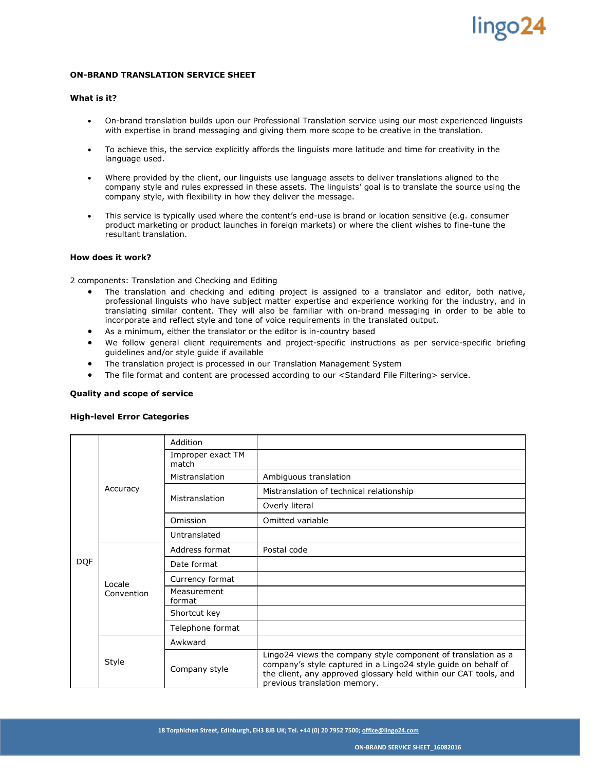**ON-BRAND TRANSLATION SERVICE SHEET**

**What is it?**

- On-brand translation builds upon our Professional Translation service using our most experienced linguists with expertise in brand messaging and giving them more scope to be creative in the translation.
- To achieve this, the service explicitly affords the linguists more latitude and time for creativity in the language used.
- Where provided by the client, our linguists use language assets to deliver translations aligned to the company style and rules expressed in these assets. The linguists' goal is to translate the source using the company style, with flexibility in how they deliver the message.
- This service is typically used where the content's end-use is brand or location sensitive (e.g. consumer product marketing or product launches in foreign markets) or where the client wishes to fine-tune the resultant translation.

**How does it work?**

2 components: Translation and Checking and Editing

- The translation and checking and editing project is assigned to a translator and editor, both native, professional linguists who have subject matter expertise and experience working for the industry, and in translating similar content. They will also be familiar with on-brand messaging in order to be able to incorporate and reflect style and tone of voice requirements in the translated output.
- As a minimum, either the translator or the editor is in-country based
- We follow general client requirements and project-specific instructions as per service-specific briefing guidelines and/or style guide if available
- The translation project is processed in our Translation Management System
- The file format and content are processed according to our <Standard File Filtering> service.

**Quality and scope of service**

**High-level Error Categories**

| | | | |
|---|---|---|---|
| DQF | Accuracy | Addition | |
| | | Improper exact TM match | |
| | | Mistranslation | Ambiguous translation |
| | | Mistranslation | Mistranslation of technical relationship |
| | | | Overly literal |
| | | Omission | Omitted variable |
| | | Untranslated | |
| | Locale Convention | Address format | Postal code |
| | | Date format | |
| | | Currency format | |
| | | Measurement format | |
| | | Shortcut key | |
| | | Telephone format | |
| | Style | Awkward | |
| | | Company style | Lingo24 views the company style component of translation as a company's style captured in a Lingo24 style guide on behalf of the client, any approved glossary held within our CAT tools, and previous translation memory. |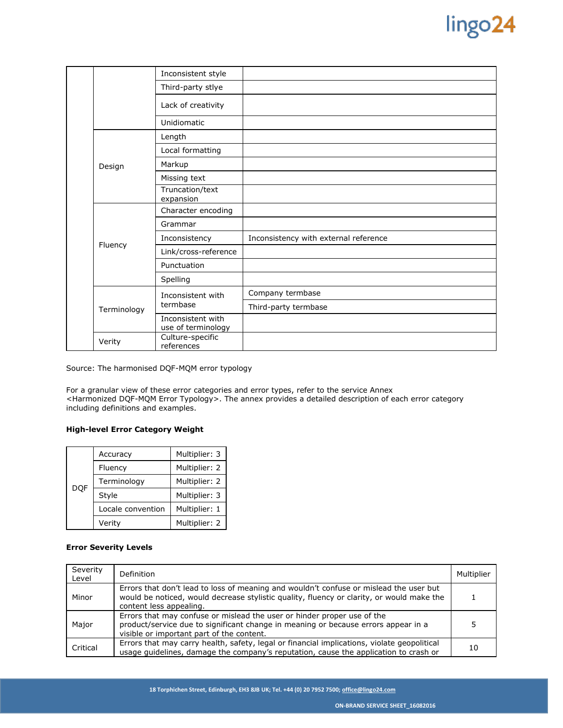| | | | |
|---|---|---|---|
| | | Inconsistent style | |
| | | Third-party stlye | |
| | | Lack of creativity | |
| | | Unidiomatic | |
| | Design | Length | |
| | | Local formatting | |
| | | Markup | |
| | | Missing text | |
| | | Truncation/text expansion | |
| | Fluency | Character encoding | |
| | | Grammar | |
| | | Inconsistency | Inconsistency with external reference |
| | | Link/cross-reference | |
| | | Punctuation | |
| | | Spelling | |
| | Terminology | Inconsistent with termbase | Company termbase |
| | | | Third-party termbase |
| | | Inconsistent with use of terminology | |
| | Verity | Culture-specific references | |

Source: The harmonised DQF-MQM error typology

For a granular view of these error categories and error types, refer to the service Annex <Harmonized DQF-MQM Error Typology>. The annex provides a detailed description of each error category including definitions and examples.

**High-level Error Category Weight**

| | | |
|---|---|---|
| DQF | Accuracy | Multiplier: 3 |
| | Fluency | Multiplier: 2 |
| | Terminology | Multiplier: 2 |
| | Style | Multiplier: 3 |
| | Locale convention | Multiplier: 1 |
| | Verity | Multiplier: 2 |

**Error Severity Levels**

| Severity Level | Definition | Multiplier |
|---|---|---|
| Minor | Errors that don't lead to loss of meaning and wouldn't confuse or mislead the user but would be noticed, would decrease stylistic quality, fluency or clarity, or would make the content less appealing. | 1 |
| Major | Errors that may confuse or mislead the user or hinder proper use of the product/service due to significant change in meaning or because errors appear in a visible or important part of the content. | 5 |
| Critical | Errors that may carry health, safety, legal or financial implications, violate geopolitical usage guidelines, damage the company's reputation, cause the application to crash or | 10 |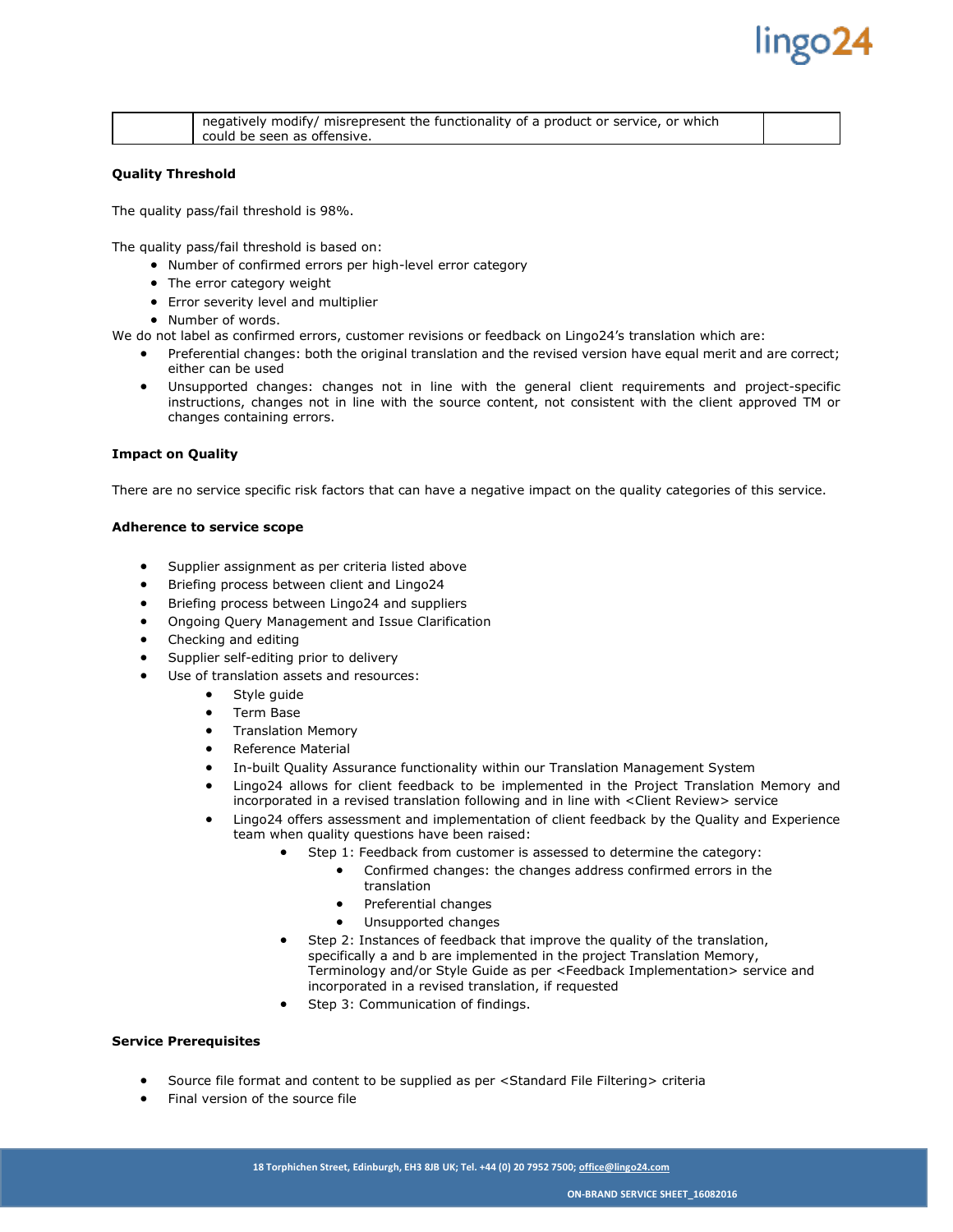| | | |
|---|---|---|
| | negatively modify/ misrepresent the functionality of a product or service, or which could be seen as offensive. | |

**Quality Threshold**

The quality pass/fail threshold is 98%.

The quality pass/fail threshold is based on:

- Number of confirmed errors per high-level error category
- The error category weight
- Error severity level and multiplier
- Number of words.

We do not label as confirmed errors, customer revisions or feedback on Lingo24's translation which are:

- Preferential changes: both the original translation and the revised version have equal merit and are correct; either can be used
- Unsupported changes: changes not in line with the general client requirements and project-specific instructions, changes not in line with the source content, not consistent with the client approved TM or changes containing errors.

**Impact on Quality**

There are no service specific risk factors that can have a negative impact on the quality categories of this service.

**Adherence to service scope**

- Supplier assignment as per criteria listed above
- Briefing process between client and Lingo24
- Briefing process between Lingo24 and suppliers
- Ongoing Query Management and Issue Clarification
- Checking and editing
- Supplier self-editing prior to delivery
- Use of translation assets and resources:
  - Style guide
  - Term Base
  - Translation Memory
  - Reference Material
  - In-built Quality Assurance functionality within our Translation Management System
  - Lingo24 allows for client feedback to be implemented in the Project Translation Memory and incorporated in a revised translation following and in line with <Client Review> service
  - Lingo24 offers assessment and implementation of client feedback by the Quality and Experience team when quality questions have been raised:
    - Step 1: Feedback from customer is assessed to determine the category:
      - Confirmed changes: the changes address confirmed errors in the translation
      - Preferential changes
      - Unsupported changes
    - Step 2: Instances of feedback that improve the quality of the translation, specifically a and b are implemented in the project Translation Memory, Terminology and/or Style Guide as per <Feedback Implementation> service and incorporated in a revised translation, if requested
    - Step 3: Communication of findings.

**Service Prerequisites**

- Source file format and content to be supplied as per <Standard File Filtering> criteria
- Final version of the source file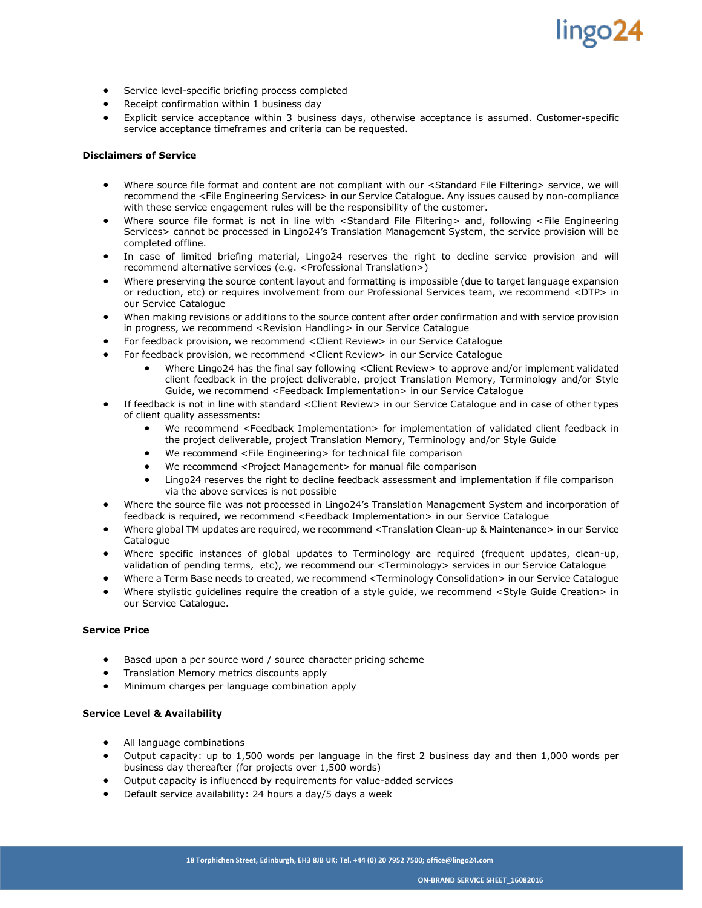- Service level-specific briefing process completed
- Receipt confirmation within 1 business day
- Explicit service acceptance within 3 business days, otherwise acceptance is assumed. Customer-specific service acceptance timeframes and criteria can be requested.

**Disclaimers of Service**

- Where source file format and content are not compliant with our <Standard File Filtering> service, we will recommend the <File Engineering Services> in our Service Catalogue. Any issues caused by non-compliance with these service engagement rules will be the responsibility of the customer.
- Where source file format is not in line with <Standard File Filtering> and, following <File Engineering Services> cannot be processed in Lingo24's Translation Management System, the service provision will be completed offline.
- In case of limited briefing material, Lingo24 reserves the right to decline service provision and will recommend alternative services (e.g. <Professional Translation>)
- Where preserving the source content layout and formatting is impossible (due to target language expansion or reduction, etc) or requires involvement from our Professional Services team, we recommend <DTP> in our Service Catalogue
- When making revisions or additions to the source content after order confirmation and with service provision in progress, we recommend <Revision Handling> in our Service Catalogue
- For feedback provision, we recommend <Client Review> in our Service Catalogue
- For feedback provision, we recommend <Client Review> in our Service Catalogue
  - Where Lingo24 has the final say following <Client Review> to approve and/or implement validated client feedback in the project deliverable, project Translation Memory, Terminology and/or Style Guide, we recommend <Feedback Implementation> in our Service Catalogue
- If feedback is not in line with standard <Client Review> in our Service Catalogue and in case of other types of client quality assessments:
  - We recommend <Feedback Implementation> for implementation of validated client feedback in the project deliverable, project Translation Memory, Terminology and/or Style Guide
  - We recommend <File Engineering> for technical file comparison
  - We recommend <Project Management> for manual file comparison
  - Lingo24 reserves the right to decline feedback assessment and implementation if file comparison via the above services is not possible
- Where the source file was not processed in Lingo24's Translation Management System and incorporation of feedback is required, we recommend <Feedback Implementation> in our Service Catalogue
- Where global TM updates are required, we recommend <Translation Clean-up & Maintenance> in our Service Catalogue
- Where specific instances of global updates to Terminology are required (frequent updates, clean-up, validation of pending terms, etc), we recommend our <Terminology> services in our Service Catalogue
- Where a Term Base needs to created, we recommend <Terminology Consolidation> in our Service Catalogue
- Where stylistic guidelines require the creation of a style guide, we recommend <Style Guide Creation> in our Service Catalogue.

**Service Price**

- Based upon a per source word / source character pricing scheme
- Translation Memory metrics discounts apply
- Minimum charges per language combination apply

**Service Level & Availability**

- All language combinations
- Output capacity: up to 1,500 words per language in the first 2 business day and then 1,000 words per business day thereafter (for projects over 1,500 words)
- Output capacity is influenced by requirements for value-added services
- Default service availability: 24 hours a day/5 days a week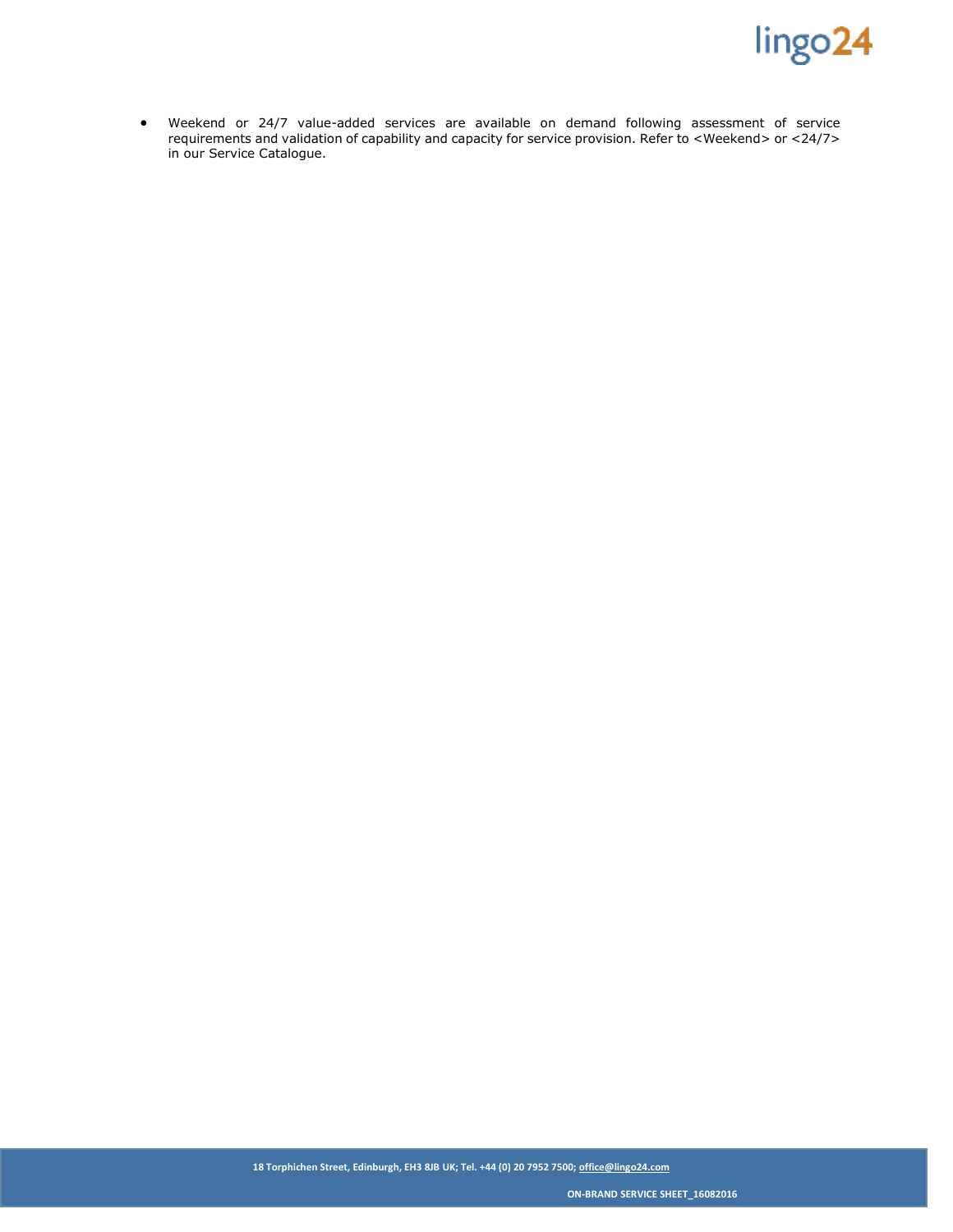- Weekend or 24/7 value-added services are available on demand following assessment of service requirements and validation of capability and capacity for service provision. Refer to <Weekend> or <24/7> in our Service Catalogue.